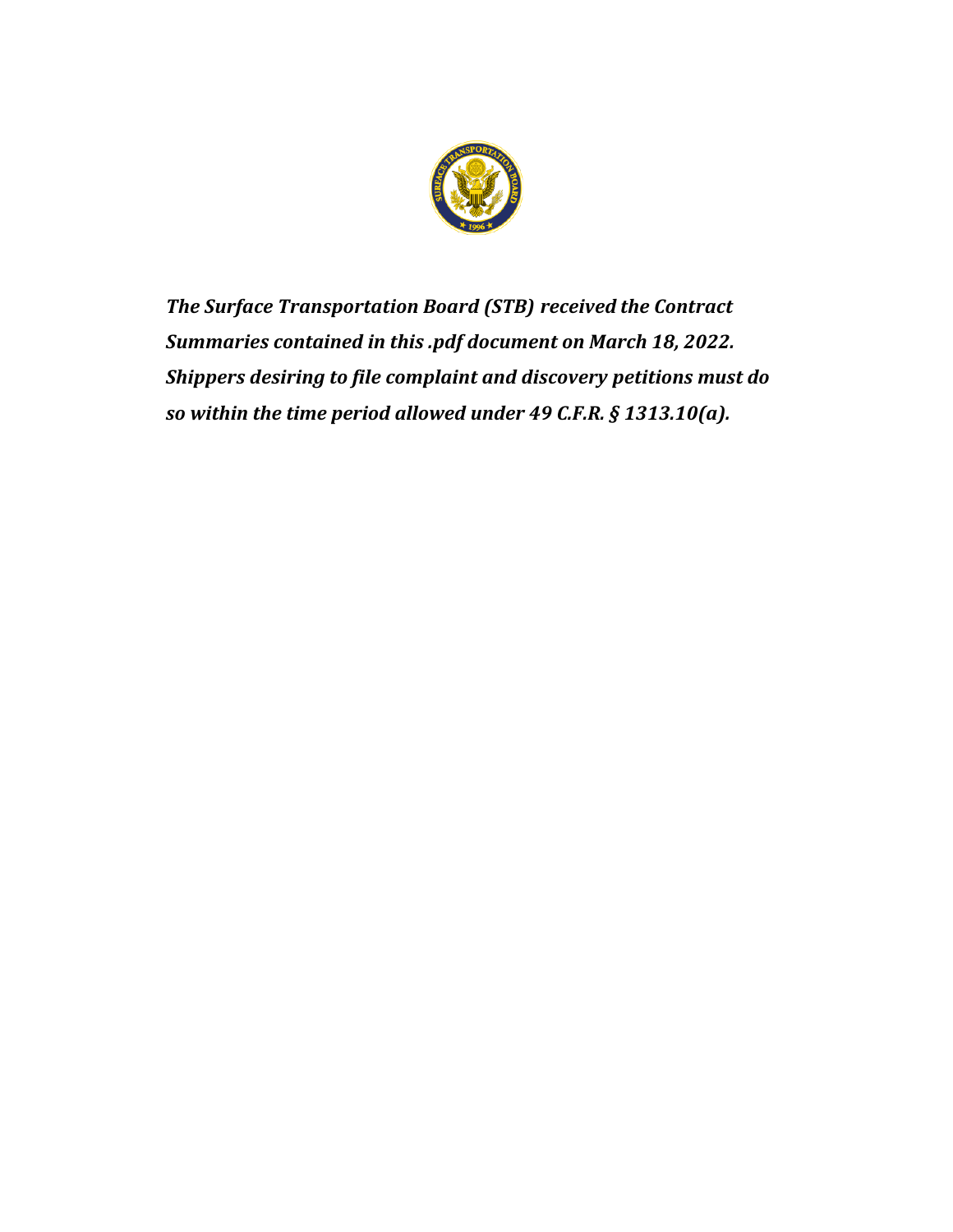***The Surface Transportation Board (STB) received the Contract Summaries contained in this .pdf document on March 18, 2022. Shippers desiring to file complaint and discovery petitions must do so within the time period allowed under 49 C.F.R. § 1313.10(a).***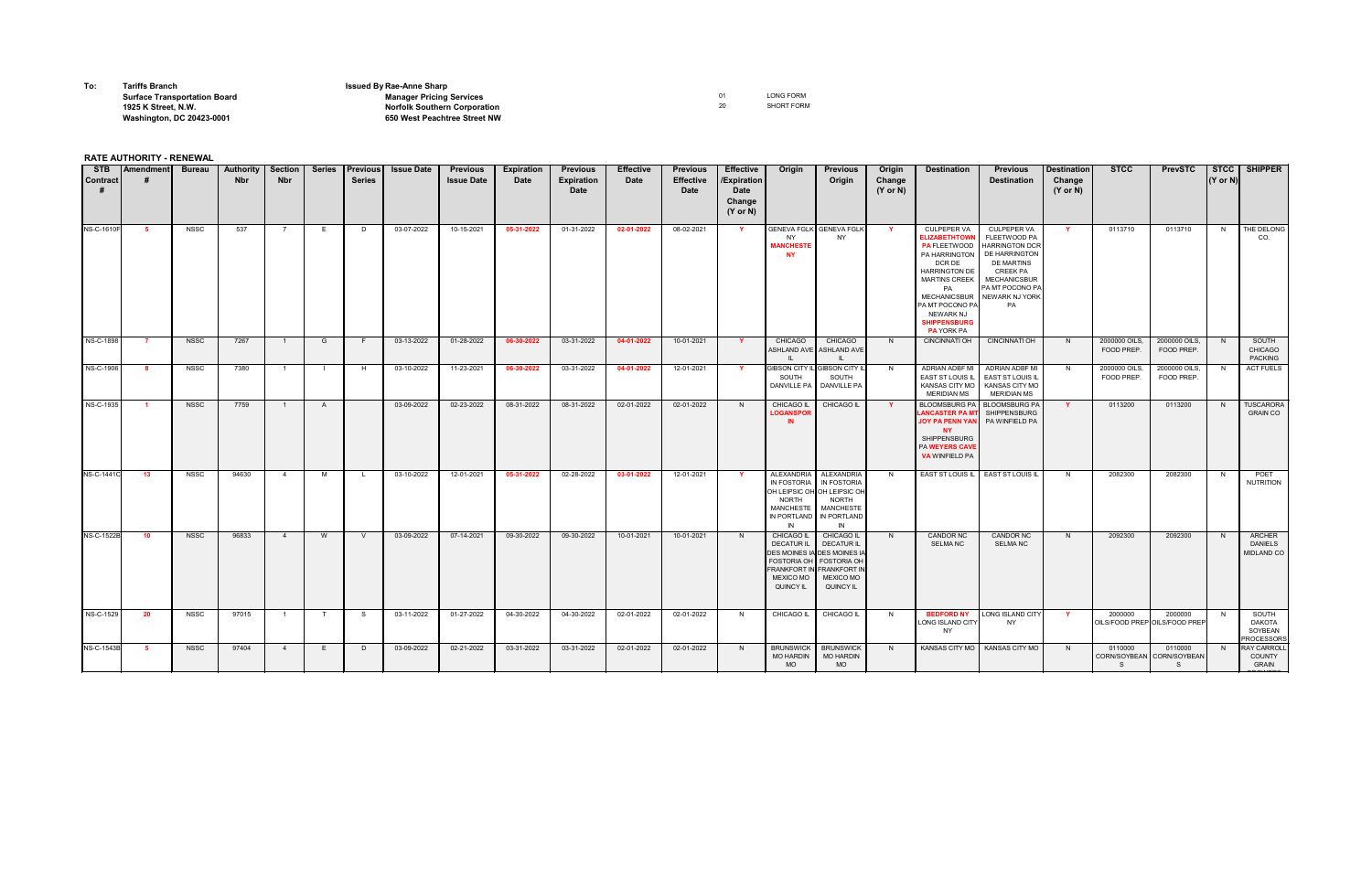**To:** Tariffs Branch
Surface Transportation Board
1925 K Street, N.W.
Washington, DC 20423-0001

**Issued By** Rae-Anne Sharp
Manager Pricing Services
Norfolk Southern Corporation
650 West Peachtree Street NW

01 LONG FORM
20 SHORT FORM

**RATE AUTHORITY - RENEWAL**

| STB Contract # | Amendment # | Bureau | Authority Nbr | Section Nbr | Series | Previous Series | Issue Date | Previous Issue Date | Expiration Date | Previous Expiration Date | Effective Date | Previous Effective Date | Effective /Expiration Date Change (Y or N) | Origin | Previous Origin | Origin Change (Y or N) | Destination | Previous Destination | Destination Change (Y or N) | STCC | PrevSTCC | STCC (Y or N) | SHIPPER |
|---|---|---|---|---|---|---|---|---|---|---|---|---|---|---|---|---|---|---|---|---|---|---|---|
| NS-C-1610F | 5 | NSSC | 537 | 7 | E | D | 03-07-2022 | 10-15-2021 | 05-31-2022 | 01-31-2022 | 02-01-2022 | 08-02-2021 | Y | GENEVA FGLK NY MANCHESTE NY | GENEVA FGLK NY | Y | CULPEPER VA ELIZABETHTOWN PA FLEETWOOD PA HARRINGTON DCR DE HARRINGTON DE MARTINS CREEK PA MECHANICSBUR PA MT POCONO PA NEWARK NJ SHIPPENSBURG PA YORK PA | CULPEPER VA FLEETWOOD PA HARRINGTON DCR DE HARRINGTON DE MARTINS CREEK PA MECHANICSBUR PA MT POCONO PA NEWARK NJ YORK PA | Y | 0113710 | 0113710 | N | THE DELONG CO. |
| NS-C-1898 | 7 | NSSC | 7267 | 1 | G | F | 03-13-2022 | 01-28-2022 | 06-30-2022 | 03-31-2022 | 04-01-2022 | 10-01-2021 | Y | CHICAGO ASHLAND AVE IL | CHICAGO ASHLAND AVE IL | N | CINCINNATI OH | CINCINNATI OH | N | 2000000 OILS, FOOD PREP. | 2000000 OILS, FOOD PREP. | N | SOUTH CHICAGO PACKING |
| NS-C-1906 | 8 | NSSC | 7380 | 1 | I | H | 03-10-2022 | 11-23-2021 | 06-30-2022 | 03-31-2022 | 04-01-2022 | 12-01-2021 | Y | GIBSON CITY IL SOUTH DANVILLE PA | GIBSON CITY IL SOUTH DANVILLE PA | N | ADRIAN ADBF MI EAST ST LOUIS IL KANSAS CITY MO MERIDIAN MS | ADRIAN ADBF MI EAST ST LOUIS IL KANSAS CITY MO MERIDIAN MS | N | 2000000 OILS, FOOD PREP. | 2000000 OILS, FOOD PREP. | N | ACT FUELS |
| NS-C-1935 | 1 | NSSC | 7759 | 1 | A | | 03-09-2022 | 02-23-2022 | 08-31-2022 | 08-31-2022 | 02-01-2022 | 02-01-2022 | N | CHICAGO IL LOGANSPOR IN | CHICAGO IL | Y | BLOOMSBURG PA LANCASTER PA MT JOY PA PENN YAN NY SHIPPENSBURG PA WEYERS CAVE VA WINFIELD PA | BLOOMSBURG PA SHIPPENSBURG PA WINFIELD PA | Y | 0113200 | 0113200 | N | TUSCARORA GRAIN CO |
| NS-C-1441C | 13 | NSSC | 94630 | 4 | M | L | 03-10-2022 | 12-01-2021 | 05-31-2022 | 02-28-2022 | 03-01-2022 | 12-01-2021 | Y | ALEXANDRIA IN FOSTORIA OH LEIPSIC OH NORTH MANCHESTE IN PORTLAND IN | ALEXANDRIA IN FOSTORIA OH LEIPSIC OH NORTH MANCHESTE IN PORTLAND IN | N | EAST ST LOUIS IL | EAST ST LOUIS IL | N | 2082300 | 2082300 | N | POET NUTRITION |
| NS-C-1522B | 10 | NSSC | 96833 | 4 | W | V | 03-09-2022 | 07-14-2021 | 09-30-2022 | 09-30-2022 | 10-01-2021 | 10-01-2021 | N | CHICAGO IL DECATUR IL DES MOINES IA FOSTORIA OH FRANKFORT IN MEXICO MO QUINCY IL | CHICAGO IL DECATUR IL DES MOINES IA FOSTORIA OH FRANKFORT IN MEXICO MO QUINCY IL | N | CANDOR NC SELMA NC | CANDOR NC SELMA NC | N | 2092300 | 2092300 | N | ARCHER DANIELS MIDLAND CO |
| NS-C-1529 | 20 | NSSC | 97015 | 1 | T | S | 03-11-2022 | 01-27-2022 | 04-30-2022 | 04-30-2022 | 02-01-2022 | 02-01-2022 | N | CHICAGO IL | CHICAGO IL | N | BEDFORD NY LONG ISLAND CITY NY | LONG ISLAND CITY NY | Y | 2000000 OILS/FOOD PREP | 2000000 OILS/FOOD PREP | N | SOUTH DAKOTA SOYBEAN PROCESSORS |
| NS-C-1543B | 5 | NSSC | 97404 | 4 | E | D | 03-09-2022 | 02-21-2022 | 03-31-2022 | 03-31-2022 | 02-01-2022 | 02-01-2022 | N | BRUNSWICK MO HARDIN MO | BRUNSWICK MO HARDIN MO | N | KANSAS CITY MO | KANSAS CITY MO | N | 0110000 CORN/SOYBEANS | 0110000 CORN/SOYBEANS | N | RAY CARROLL COUNTY GRAIN |